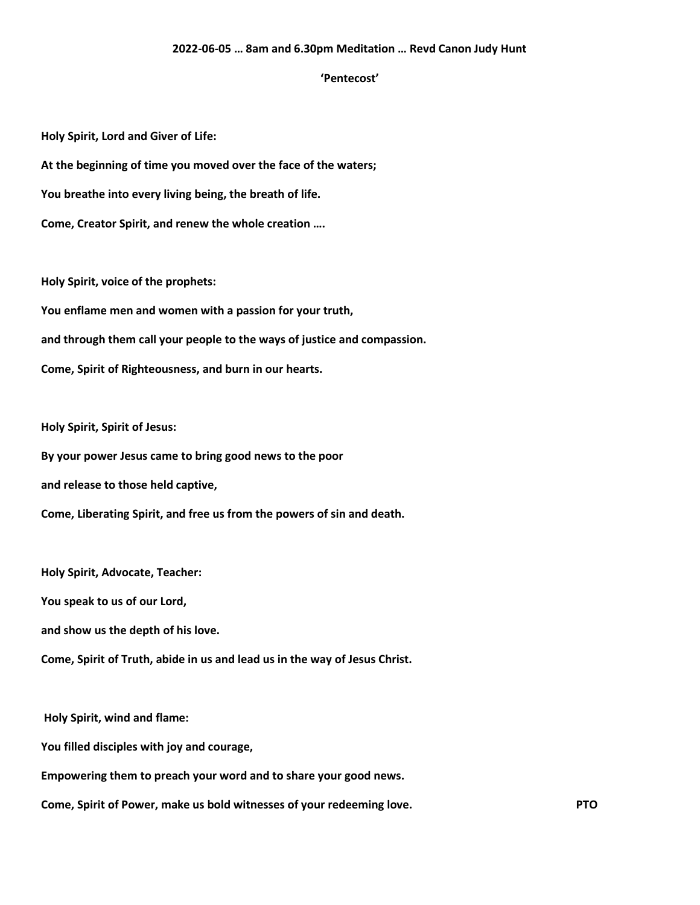**2022-06-05 … 8am and 6.30pm Meditation … Revd Canon Judy Hunt**

**'Pentecost'**

**Holy Spirit, Lord and Giver of Life:**

**At the beginning of time you moved over the face of the waters;**

**You breathe into every living being, the breath of life.**

**Come, Creator Spirit, and renew the whole creation ….**

**Holy Spirit, voice of the prophets:**

**You enflame men and women with a passion for your truth,**

**and through them call your people to the ways of justice and compassion.**

**Come, Spirit of Righteousness, and burn in our hearts.**

**Holy Spirit, Spirit of Jesus:**

**By your power Jesus came to bring good news to the poor**

**and release to those held captive,**

**Come, Liberating Spirit, and free us from the powers of sin and death.**

**Holy Spirit, Advocate, Teacher:**

**You speak to us of our Lord,**

**and show us the depth of his love.**

**Come, Spirit of Truth, abide in us and lead us in the way of Jesus Christ.**

**Holy Spirit, wind and flame:**

**You filled disciples with joy and courage,**

**Empowering them to preach your word and to share your good news.**

**Come, Spirit of Power, make us bold witnesses of your redeeming love.**

**PTO**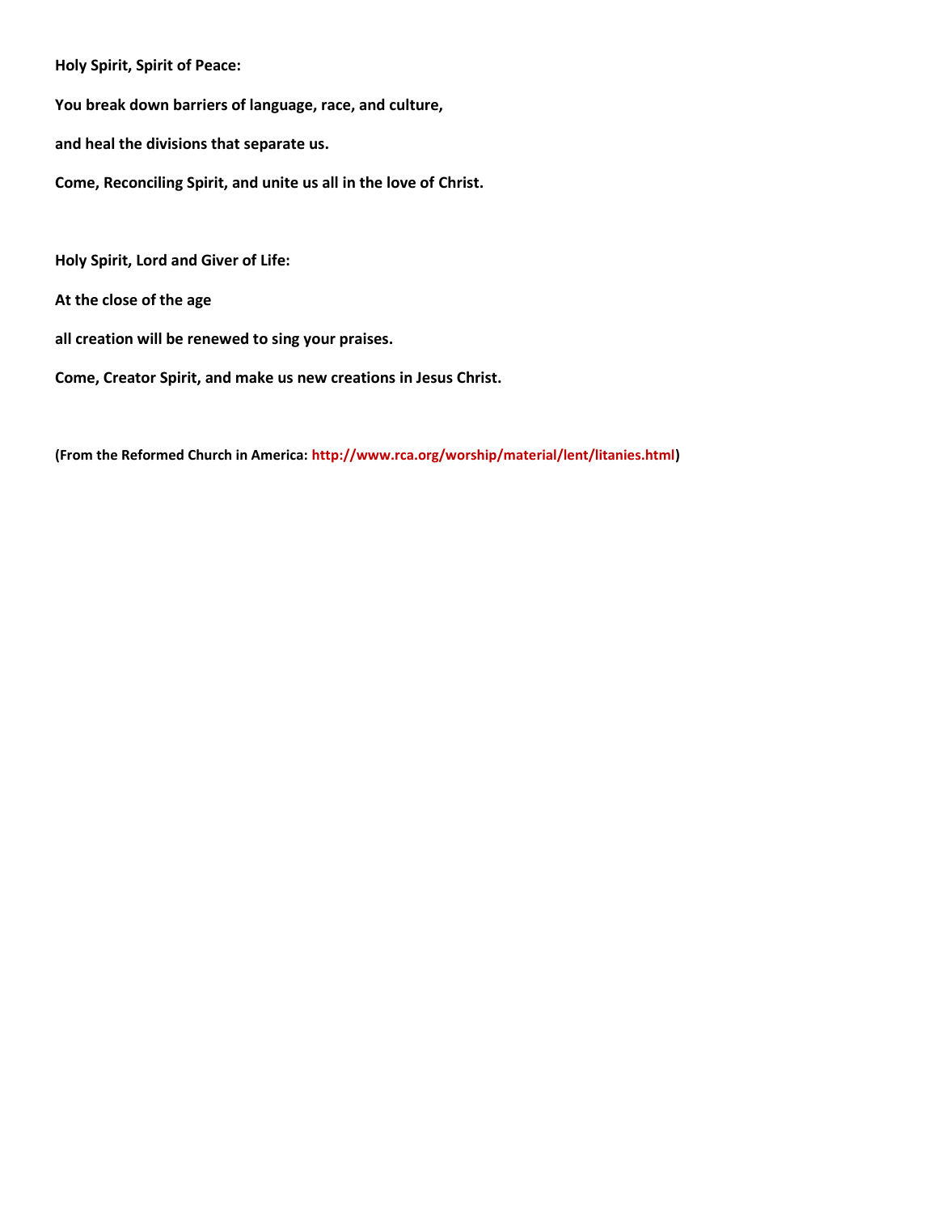**Holy Spirit, Spirit of Peace:**

**You break down barriers of language, race, and culture,**

**and heal the divisions that separate us.**

**Come, Reconciling Spirit, and unite us all in the love of Christ.**

**Holy Spirit, Lord and Giver of Life:**

**At the close of the age**

**all creation will be renewed to sing your praises.**

**Come, Creator Spirit, and make us new creations in Jesus Christ.**

**(From the Reformed Church in America: http://www.rca.org/worship/material/lent/litanies.html)**